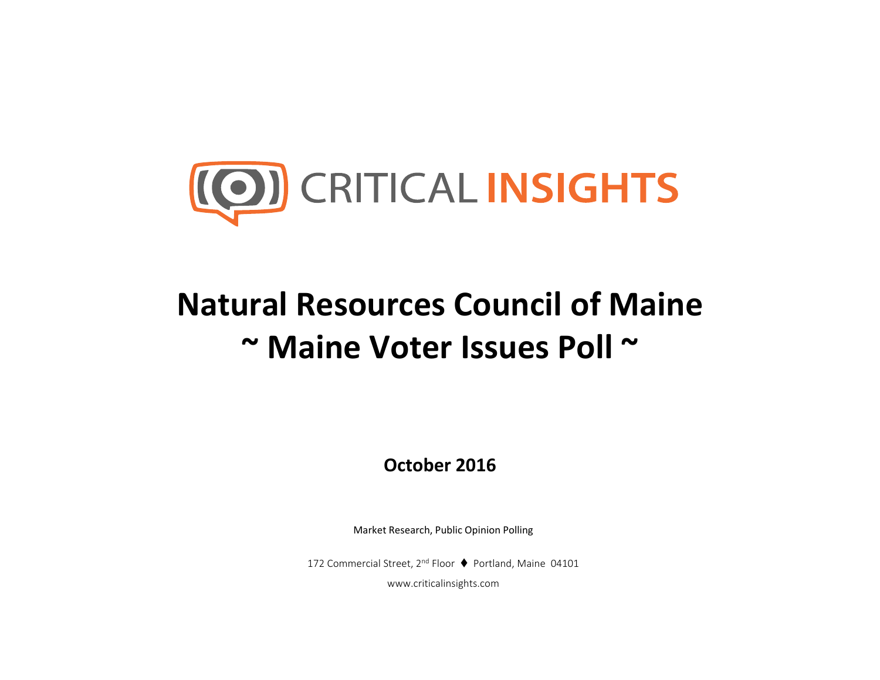CRITICAL INSIGHTS

# Natural Resources Council of Maine
# ~ Maine Voter Issues Poll ~

**October 2016**

Market Research, Public Opinion Polling

172 Commercial Street, 2nd Floor ♦ Portland, Maine 04101

www.criticalinsights.com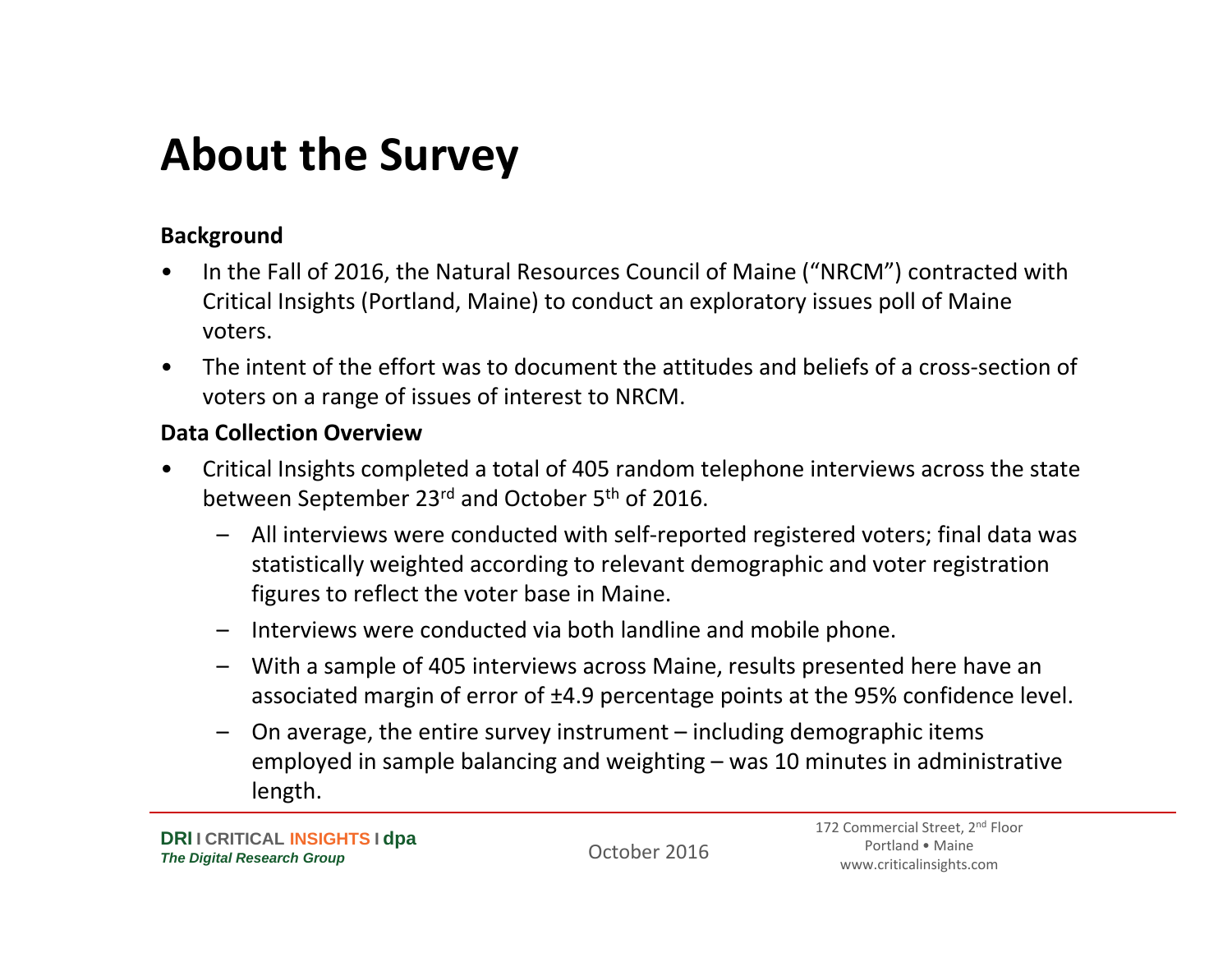# About the Survey

**Background**

- In the Fall of 2016, the Natural Resources Council of Maine ("NRCM") contracted with Critical Insights (Portland, Maine) to conduct an exploratory issues poll of Maine voters.
- The intent of the effort was to document the attitudes and beliefs of a cross-section of voters on a range of issues of interest to NRCM.

**Data Collection Overview**

- Critical Insights completed a total of 405 random telephone interviews across the state between September 23rd and October 5th of 2016.
  - All interviews were conducted with self-reported registered voters; final data was statistically weighted according to relevant demographic and voter registration figures to reflect the voter base in Maine.
  - Interviews were conducted via both landline and mobile phone.
  - With a sample of 405 interviews across Maine, results presented here have an associated margin of error of ±4.9 percentage points at the 95% confidence level.
  - On average, the entire survey instrument – including demographic items employed in sample balancing and weighting – was 10 minutes in administrative length.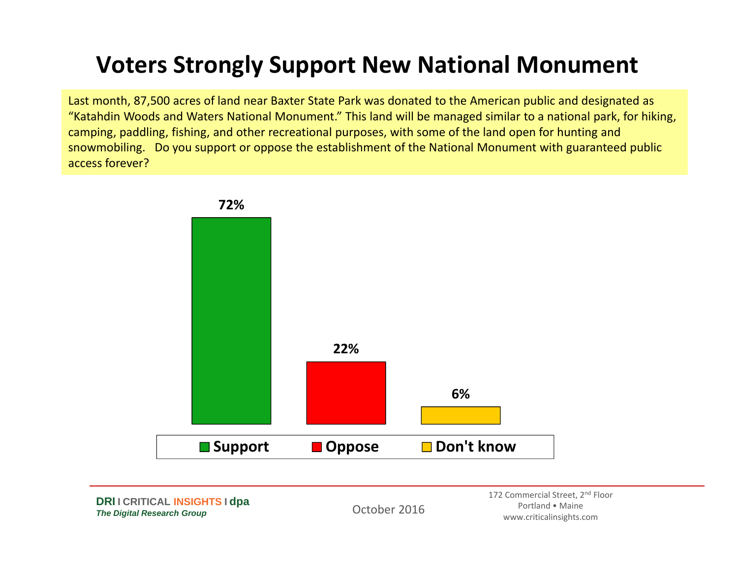# Voters Strongly Support New National Monument

Last month, 87,500 acres of land near Baxter State Park was donated to the American public and designated as "Katahdin Woods and Waters National Monument." This land will be managed similar to a national park, for hiking, camping, paddling, fishing, and other recreational purposes, with some of the land open for hunting and snowmobiling. Do you support or oppose the establishment of the National Monument with guaranteed public access forever?

| Response | Percent |
|---|---|
| Support | 72% |
| Oppose | 22% |
| Don't know | 6% |

October 2016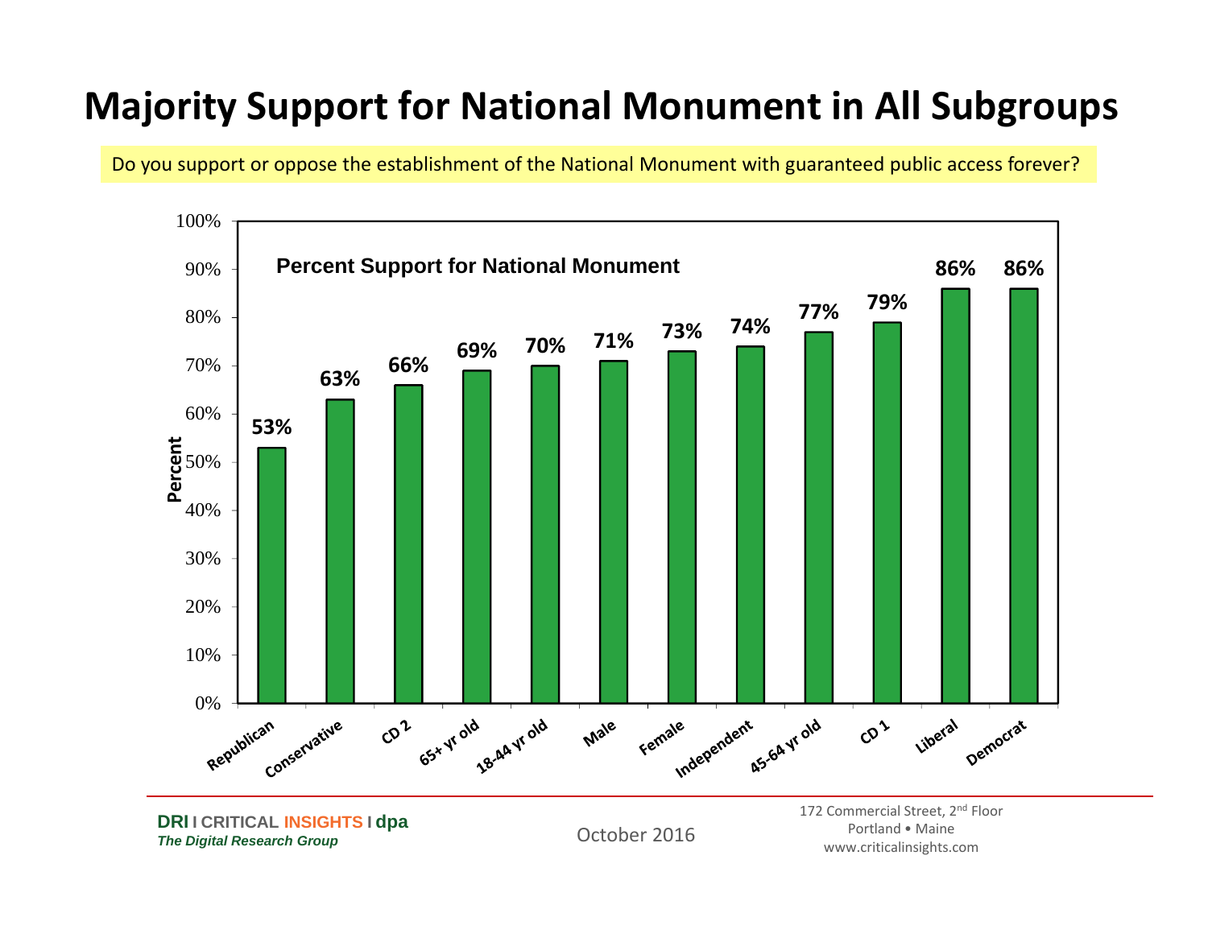# Majority Support for National Monument in All Subgroups

Do you support or oppose the establishment of the National Monument with guaranteed public access forever?

**Percent Support for National Monument**

| Subgroup | Percent |
| --- | --- |
| Republican | 53% |
| Conservative | 63% |
| CD 2 | 66% |
| 65+ yr old | 69% |
| 18-44 yr old | 70% |
| Male | 71% |
| Female | 73% |
| Independent | 74% |
| 45-64 yr old | 77% |
| CD 1 | 79% |
| Liberal | 86% |
| Democrat | 86% |

**DRI I CRITICAL INSIGHTS I dpa**
*The Digital Research Group*

October 2016

172 Commercial Street, 2nd Floor
Portland • Maine
www.criticalinsights.com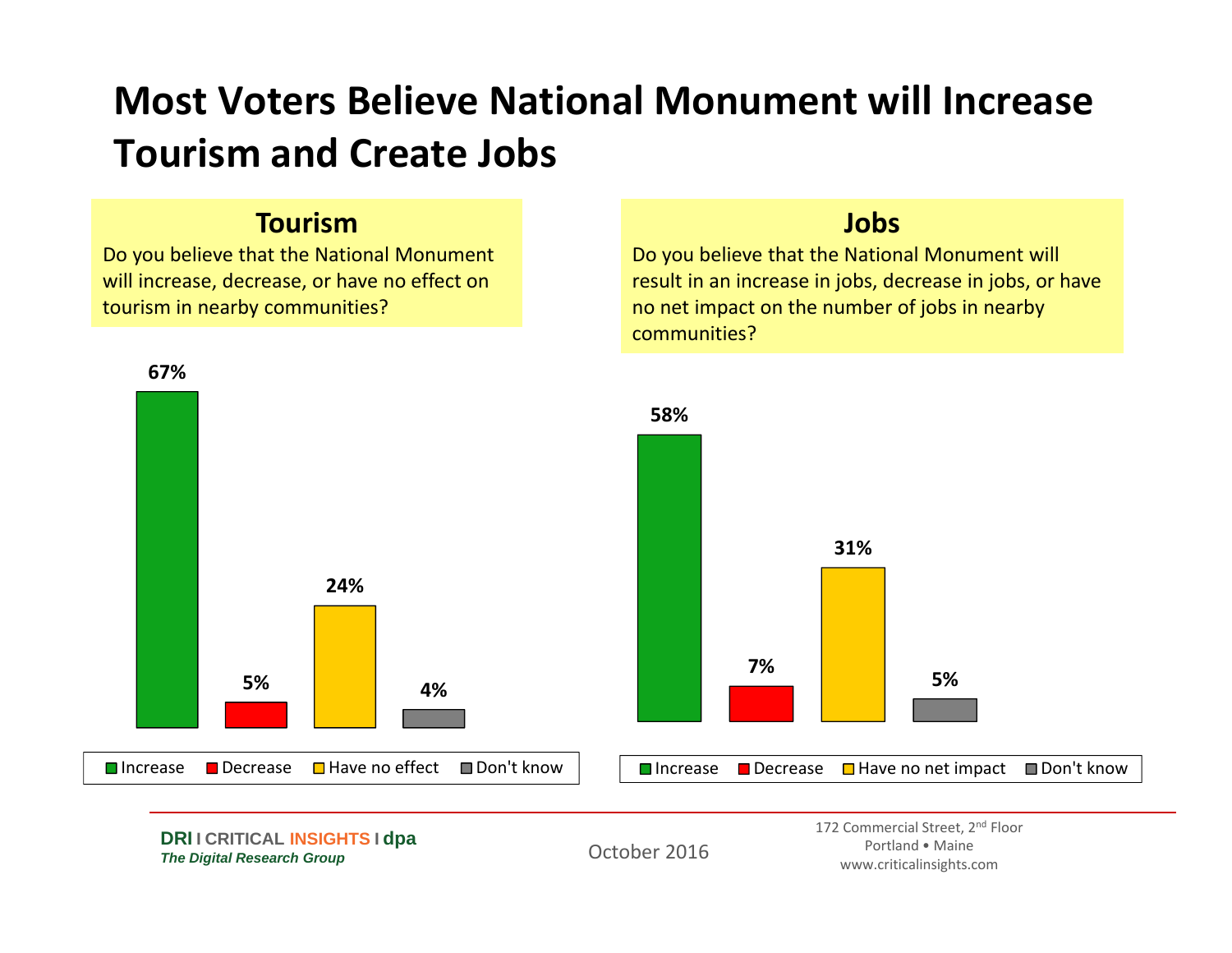# Most Voters Believe National Monument will Increase Tourism and Create Jobs

## Tourism

Do you believe that the National Monument will increase, decrease, or have no effect on tourism in nearby communities?

| Response | Percent |
|---|---|
| Increase | 67% |
| Decrease | 5% |
| Have no effect | 24% |
| Don't know | 4% |

## Jobs

Do you believe that the National Monument will result in an increase in jobs, decrease in jobs, or have no net impact on the number of jobs in nearby communities?

| Response | Percent |
|---|---|
| Increase | 58% |
| Decrease | 7% |
| Have no net impact | 31% |
| Don't know | 5% |

**DRI I CRITICAL INSIGHTS I dpa**
*The Digital Research Group*

October 2016

172 Commercial Street, 2nd Floor
Portland • Maine
www.criticalinsights.com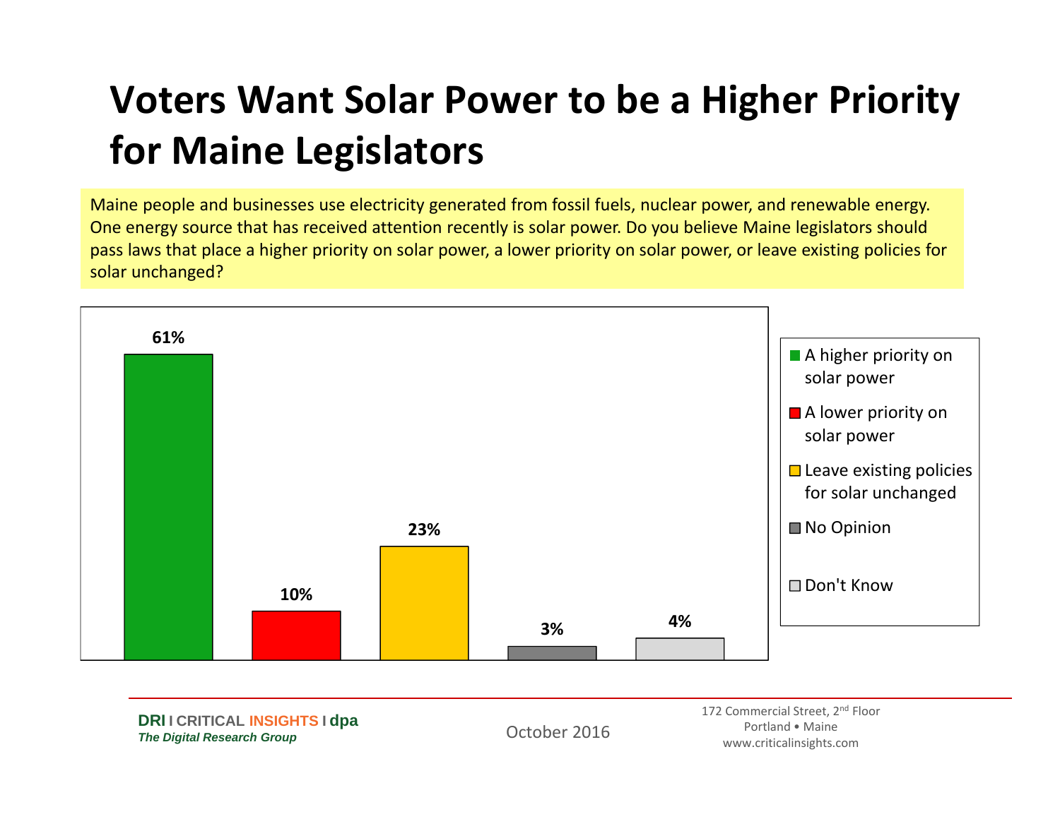# Voters Want Solar Power to be a Higher Priority for Maine Legislators

Maine people and businesses use electricity generated from fossil fuels, nuclear power, and renewable energy. One energy source that has received attention recently is solar power. Do you believe Maine legislators should pass laws that place a higher priority on solar power, a lower priority on solar power, or leave existing policies for solar unchanged?

| Response | Percent |
|---|---|
| A higher priority on solar power | 61% |
| A lower priority on solar power | 10% |
| Leave existing policies for solar unchanged | 23% |
| No Opinion | 3% |
| Don't Know | 4% |

DRI I CRITICAL INSIGHTS I dpa
*The Digital Research Group*

October 2016

172 Commercial Street, 2nd Floor
Portland • Maine
www.criticalinsights.com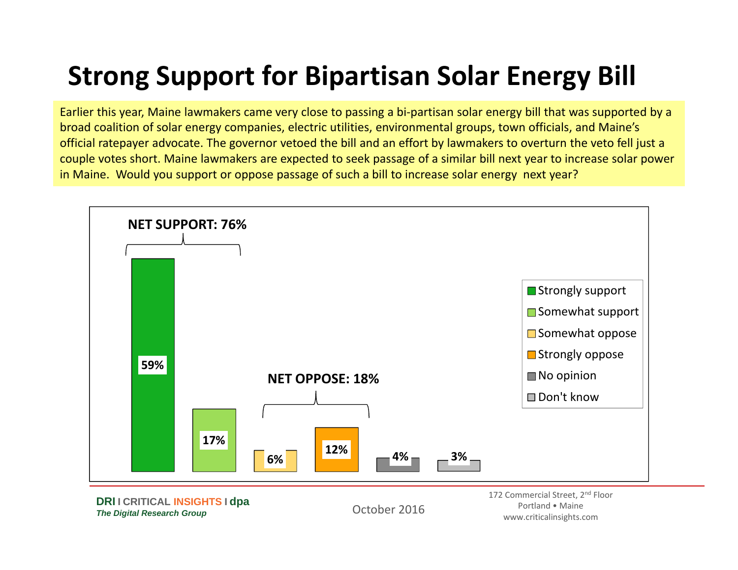# Strong Support for Bipartisan Solar Energy Bill

Earlier this year, Maine lawmakers came very close to passing a bi-partisan solar energy bill that was supported by a broad coalition of solar energy companies, electric utilities, environmental groups, town officials, and Maine's official ratepayer advocate. The governor vetoed the bill and an effort by lawmakers to overturn the veto fell just a couple votes short. Maine lawmakers are expected to seek passage of a similar bill next year to increase solar power in Maine. Would you support or oppose passage of such a bill to increase solar energy next year?

**NET SUPPORT: 76%**

**NET OPPOSE: 18%**

| Response | Percent |
|---|---|
| Strongly support | 59% |
| Somewhat support | 17% |
| Somewhat oppose | 6% |
| Strongly oppose | 12% |
| No opinion | 4% |
| Don't know | 3% |

DRI I CRITICAL INSIGHTS I dpa
*The Digital Research Group*

October 2016

172 Commercial Street, 2nd Floor
Portland • Maine
www.criticalinsights.com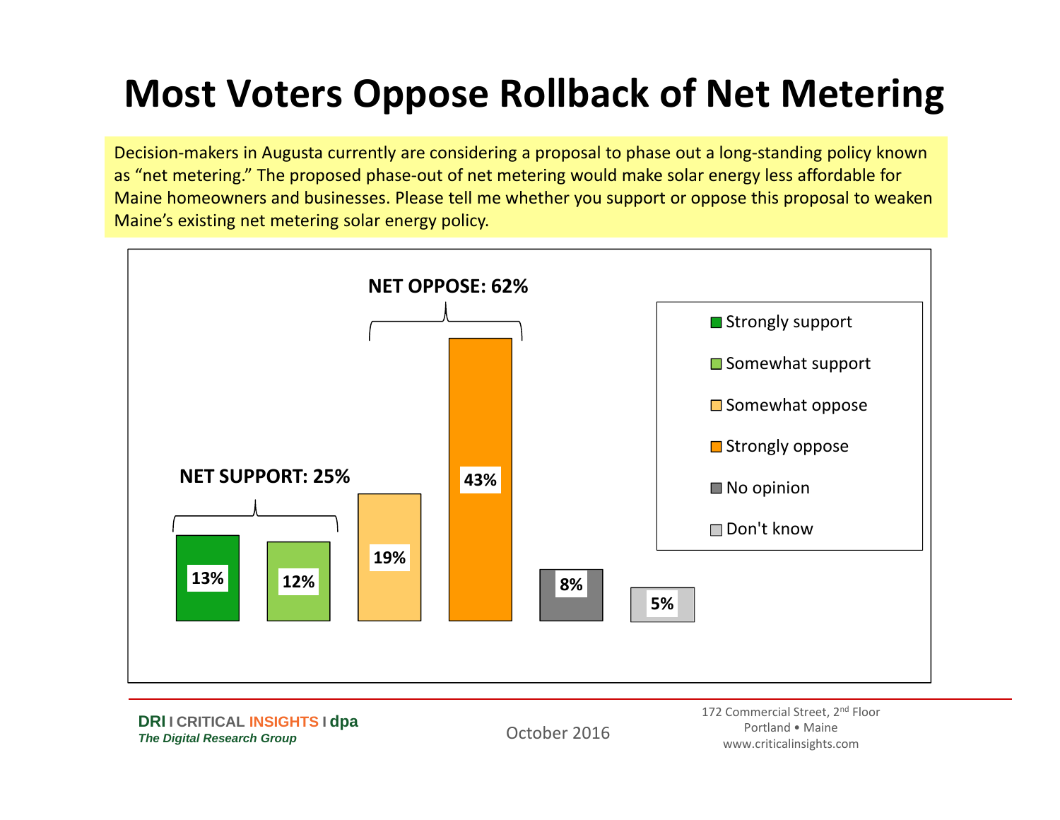# Most Voters Oppose Rollback of Net Metering

Decision-makers in Augusta currently are considering a proposal to phase out a long-standing policy known as "net metering." The proposed phase-out of net metering would make solar energy less affordable for Maine homeowners and businesses. Please tell me whether you support or oppose this proposal to weaken Maine's existing net metering solar energy policy.

**NET SUPPORT: 25%**

**NET OPPOSE: 62%**

| Response | Percent |
|---|---|
| Strongly support | 13% |
| Somewhat support | 12% |
| Somewhat oppose | 19% |
| Strongly oppose | 43% |
| No opinion | 8% |
| Don't know | 5% |

October 2016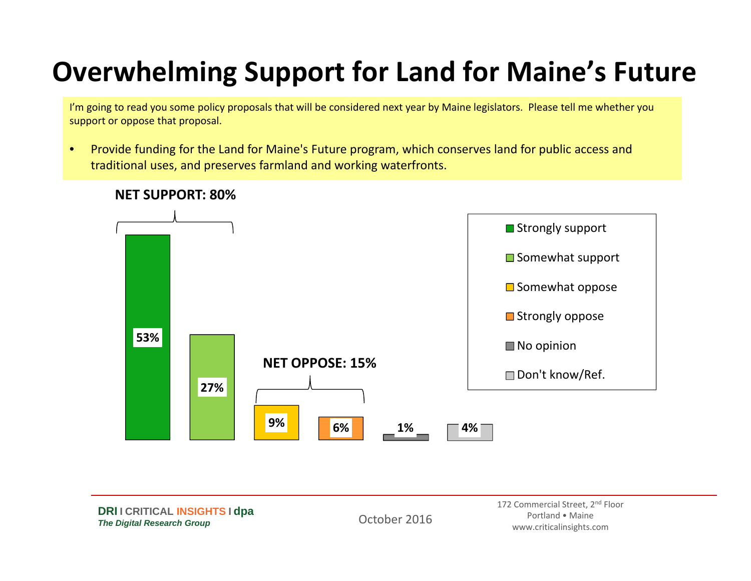# Overwhelming Support for Land for Maine's Future

I'm going to read you some policy proposals that will be considered next year by Maine legislators. Please tell me whether you support or oppose that proposal.

- Provide funding for the Land for Maine's Future program, which conserves land for public access and traditional uses, and preserves farmland and working waterfronts.

**NET SUPPORT: 80%**

**NET OPPOSE: 15%**

| Response | Percent |
|---|---|
| Strongly support | 53% |
| Somewhat support | 27% |
| Somewhat oppose | 9% |
| Strongly oppose | 6% |
| No opinion | 1% |
| Don't know/Ref. | 4% |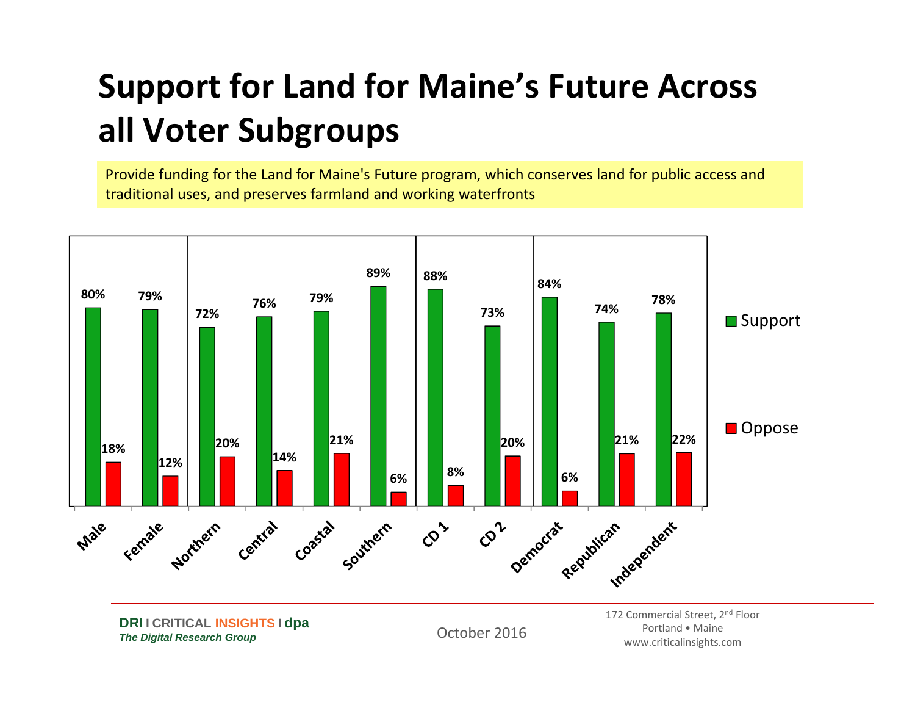# Support for Land for Maine's Future Across all Voter Subgroups

Provide funding for the Land for Maine's Future program, which conserves land for public access and traditional uses, and preserves farmland and working waterfronts

| | Support | Oppose |
|---|---|---|
| Male | 80% | 18% |
| Female | 79% | 12% |
| Northern | 72% | 20% |
| Central | 76% | 14% |
| Coastal | 79% | 21% |
| Southern | 89% | 6% |
| CD 1 | 88% | 8% |
| CD 2 | 73% | 20% |
| Democrat | 84% | 6% |
| Republican | 74% | 21% |
| Independent | 78% | 22% |

**DRI I CRITICAL INSIGHTS I dpa**
*The Digital Research Group*

October 2016

172 Commercial Street, 2nd Floor
Portland • Maine
www.criticalinsights.com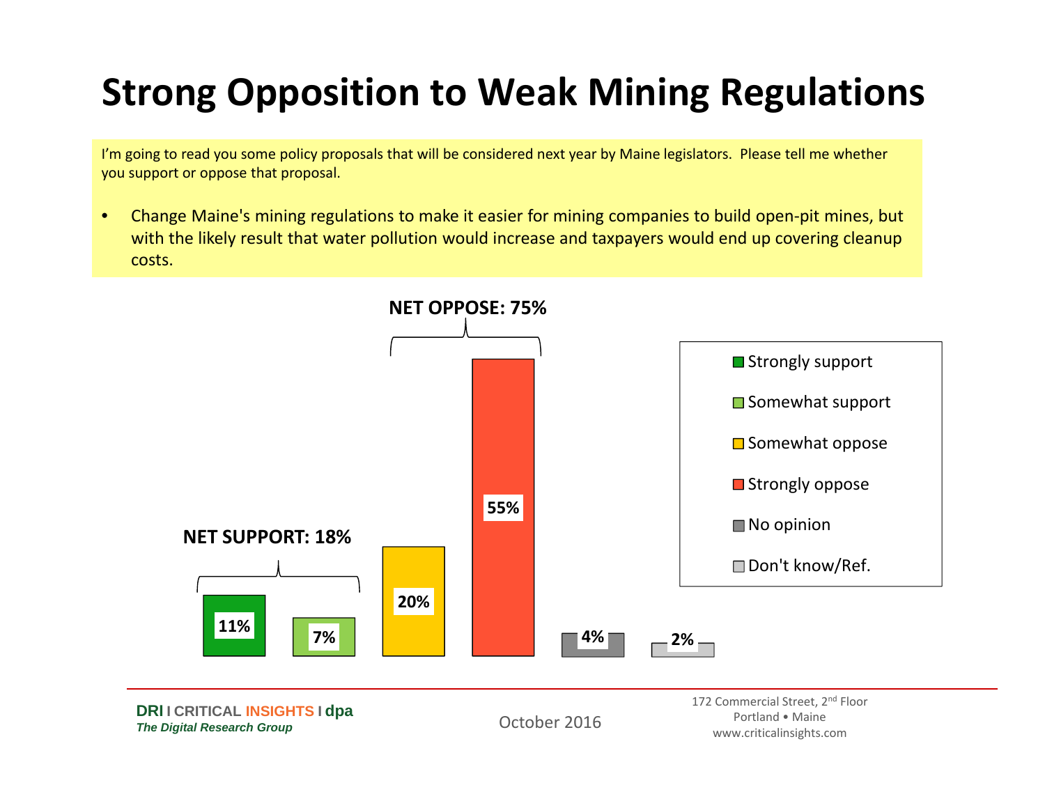# Strong Opposition to Weak Mining Regulations

I'm going to read you some policy proposals that will be considered next year by Maine legislators. Please tell me whether you support or oppose that proposal.

- Change Maine's mining regulations to make it easier for mining companies to build open-pit mines, but with the likely result that water pollution would increase and taxpayers would end up covering cleanup costs.

NET SUPPORT: 18%

NET OPPOSE: 75%

| Response | Percent |
|---|---|
| Strongly support | 11% |
| Somewhat support | 7% |
| Somewhat oppose | 20% |
| Strongly oppose | 55% |
| No opinion | 4% |
| Don't know/Ref. | 2% |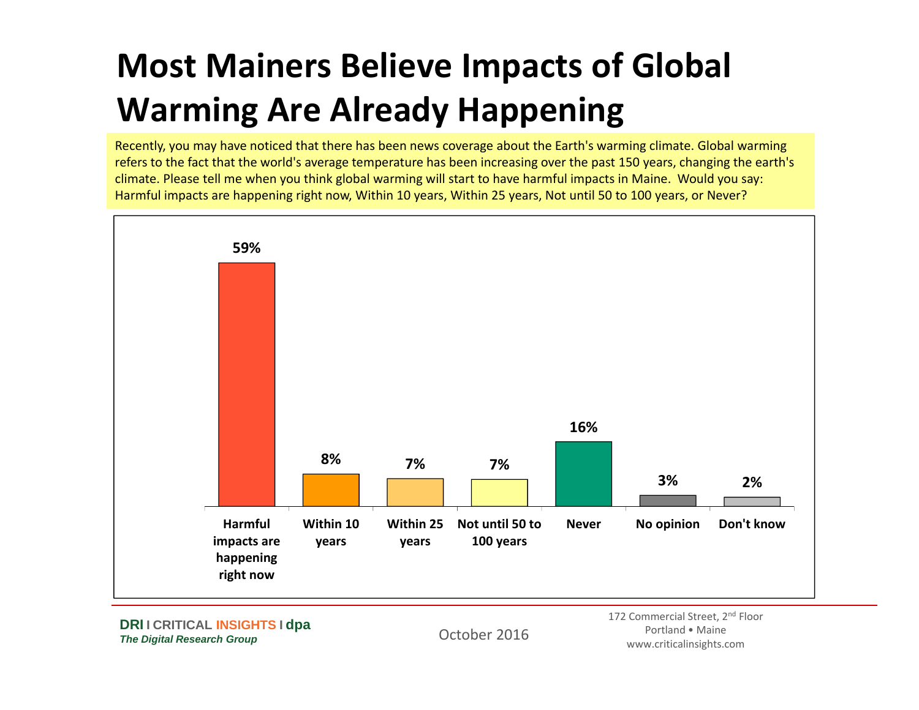# Most Mainers Believe Impacts of Global Warming Are Already Happening

Recently, you may have noticed that there has been news coverage about the Earth's warming climate. Global warming refers to the fact that the world's average temperature has been increasing over the past 150 years, changing the earth's climate. Please tell me when you think global warming will start to have harmful impacts in Maine. Would you say: Harmful impacts are happening right now, Within 10 years, Within 25 years, Not until 50 to 100 years, or Never?

| Response | Percent |
|---|---|
| Harmful impacts are happening right now | 59% |
| Within 10 years | 8% |
| Within 25 years | 7% |
| Not until 50 to 100 years | 7% |
| Never | 16% |
| No opinion | 3% |
| Don't know | 2% |

**DRI I CRITICAL INSIGHTS I dpa**
*The Digital Research Group*

October 2016

172 Commercial Street, 2nd Floor
Portland • Maine
www.criticalinsights.com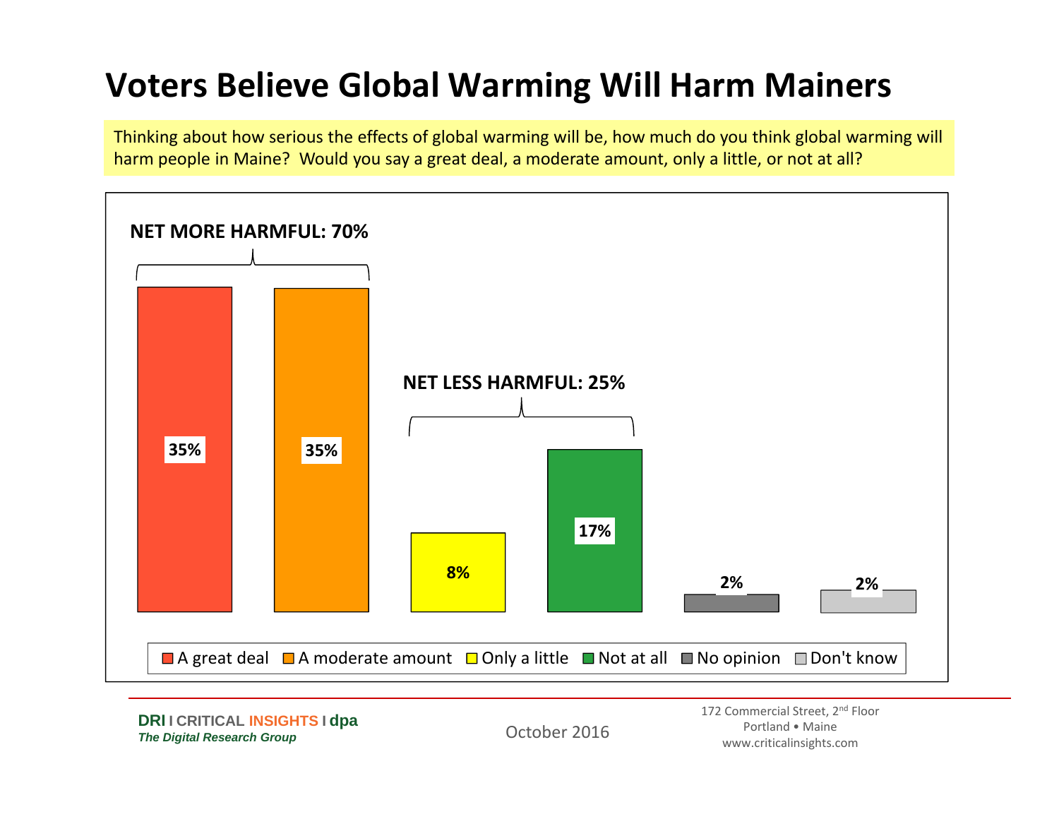# Voters Believe Global Warming Will Harm Mainers

Thinking about how serious the effects of global warming will be, how much do you think global warming will harm people in Maine? Would you say a great deal, a moderate amount, only a little, or not at all?

**NET MORE HARMFUL: 70%**

**NET LESS HARMFUL: 25%**

| Response | Percent |
| --- | --- |
| A great deal | 35% |
| A moderate amount | 35% |
| Only a little | 8% |
| Not at all | 17% |
| No opinion | 2% |
| Don't know | 2% |

DRI I CRITICAL INSIGHTS I dpa
*The Digital Research Group*

October 2016

172 Commercial Street, 2nd Floor
Portland • Maine
www.criticalinsights.com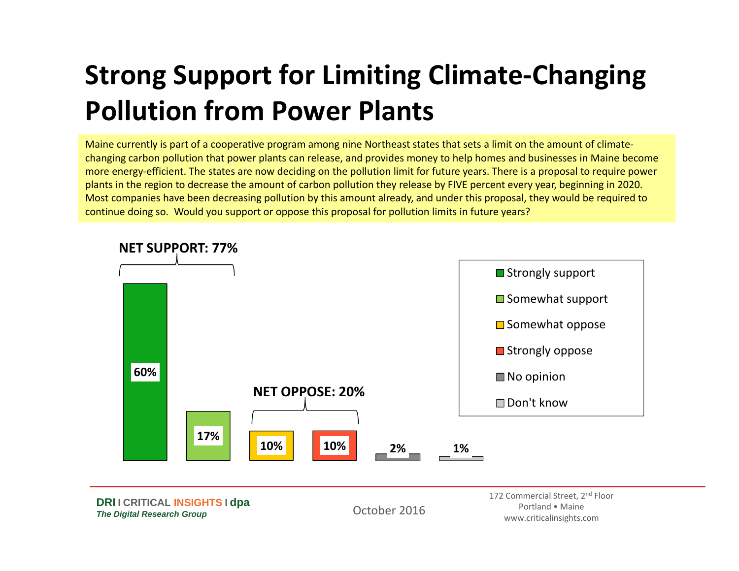# Strong Support for Limiting Climate-Changing Pollution from Power Plants

Maine currently is part of a cooperative program among nine Northeast states that sets a limit on the amount of climate-changing carbon pollution that power plants can release, and provides money to help homes and businesses in Maine become more energy-efficient. The states are now deciding on the pollution limit for future years. There is a proposal to require power plants in the region to decrease the amount of carbon pollution they release by FIVE percent every year, beginning in 2020. Most companies have been decreasing pollution by this amount already, and under this proposal, they would be required to continue doing so. Would you support or oppose this proposal for pollution limits in future years?

**NET SUPPORT: 77%**

**NET OPPOSE: 20%**

| Response | Percent |
| --- | --- |
| Strongly support | 60% |
| Somewhat support | 17% |
| Somewhat oppose | 10% |
| Strongly oppose | 10% |
| No opinion | 2% |
| Don't know | 1% |

October 2016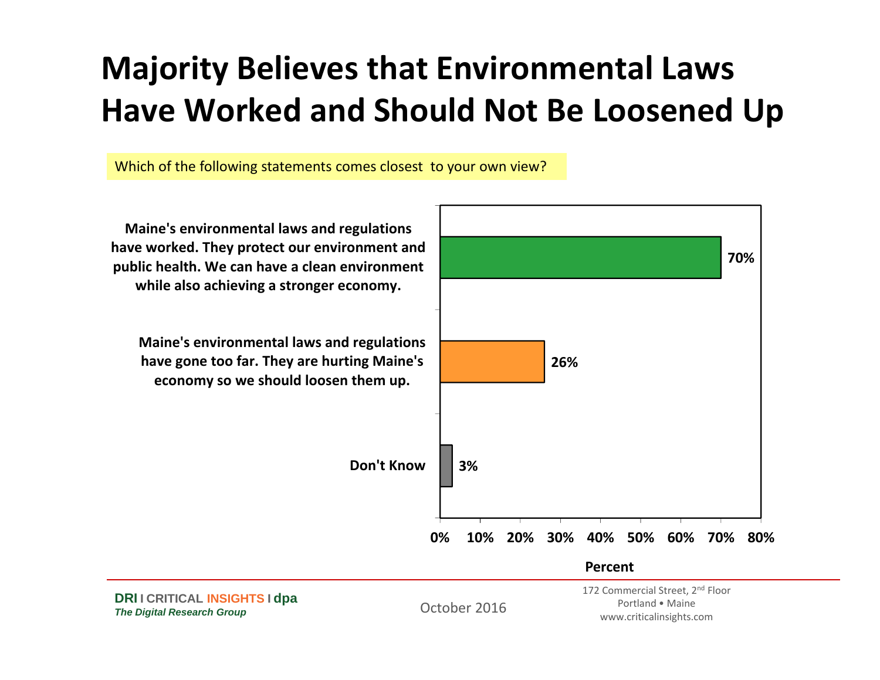# Majority Believes that Environmental Laws Have Worked and Should Not Be Loosened Up

Which of the following statements comes closest to your own view?

| Statement | Percent |
| --- | --- |
| Maine's environmental laws and regulations have worked. They protect our environment and public health. We can have a clean environment while also achieving a stronger economy. | 70% |
| Maine's environmental laws and regulations have gone too far. They are hurting Maine's economy so we should loosen them up. | 26% |
| Don't Know | 3% |

Percent

**DRI** I CRITICAL INSIGHTS I **dpa**
*The Digital Research Group*

October 2016

172 Commercial Street, 2nd Floor
Portland • Maine
www.criticalinsights.com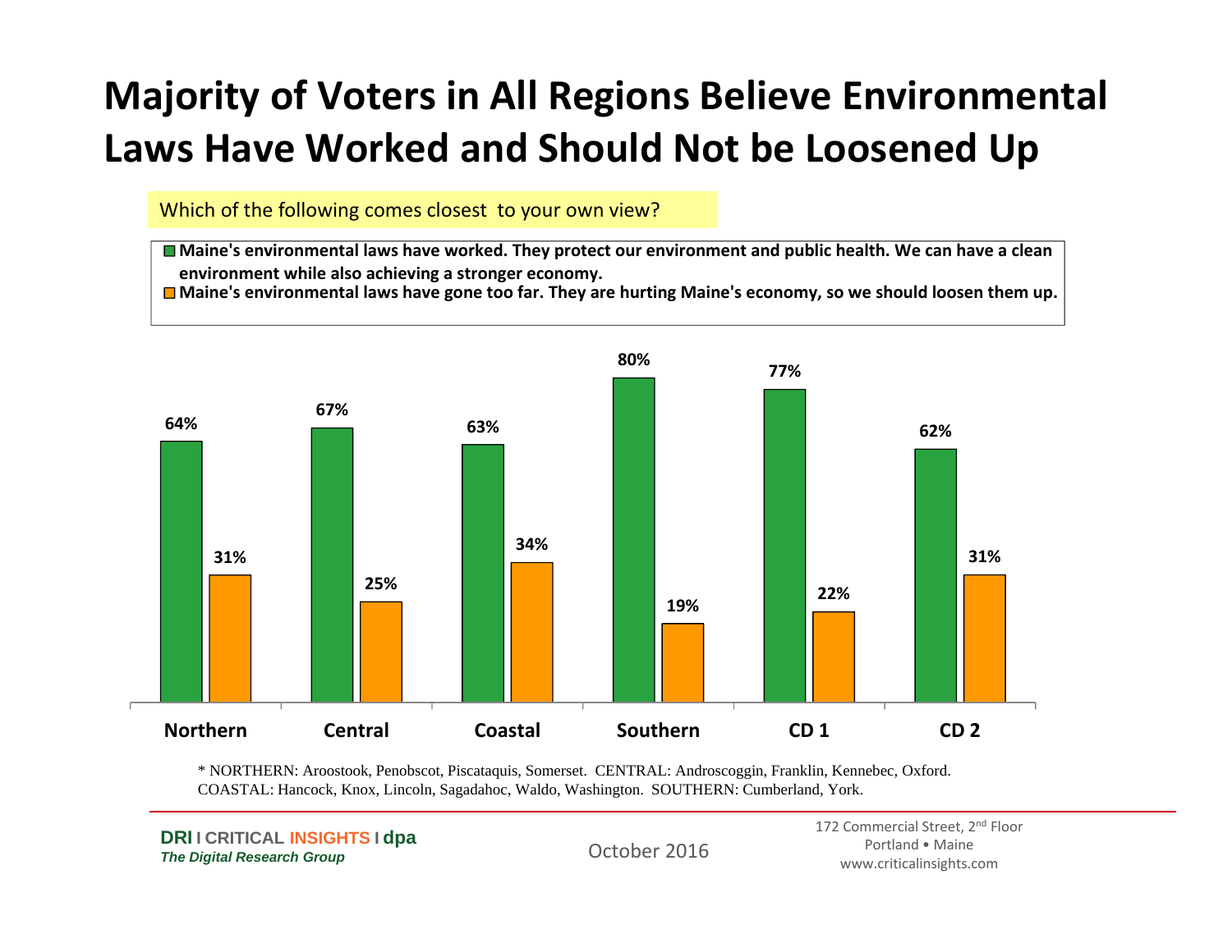# Majority of Voters in All Regions Believe Environmental Laws Have Worked and Should Not be Loosened Up

Which of the following comes closest to your own view?

| | Northern | Central | Coastal | Southern | CD 1 | CD 2 |
|---|---|---|---|---|---|---|
| Maine's environmental laws have worked. They protect our environment and public health. We can have a clean environment while also achieving a stronger economy. | 64% | 67% | 63% | 80% | 77% | 62% |
| Maine's environmental laws have gone too far. They are hurting Maine's economy, so we should loosen them up. | 31% | 25% | 34% | 19% | 22% | 31% |

* NORTHERN: Aroostook, Penobscot, Piscataquis, Somerset. CENTRAL: Androscoggin, Franklin, Kennebec, Oxford. COASTAL: Hancock, Knox, Lincoln, Sagadahoc, Waldo, Washington. SOUTHERN: Cumberland, York.

**DRI I CRITICAL INSIGHTS I dpa**
*The Digital Research Group*

October 2016

172 Commercial Street, 2nd Floor
Portland • Maine
www.criticalinsights.com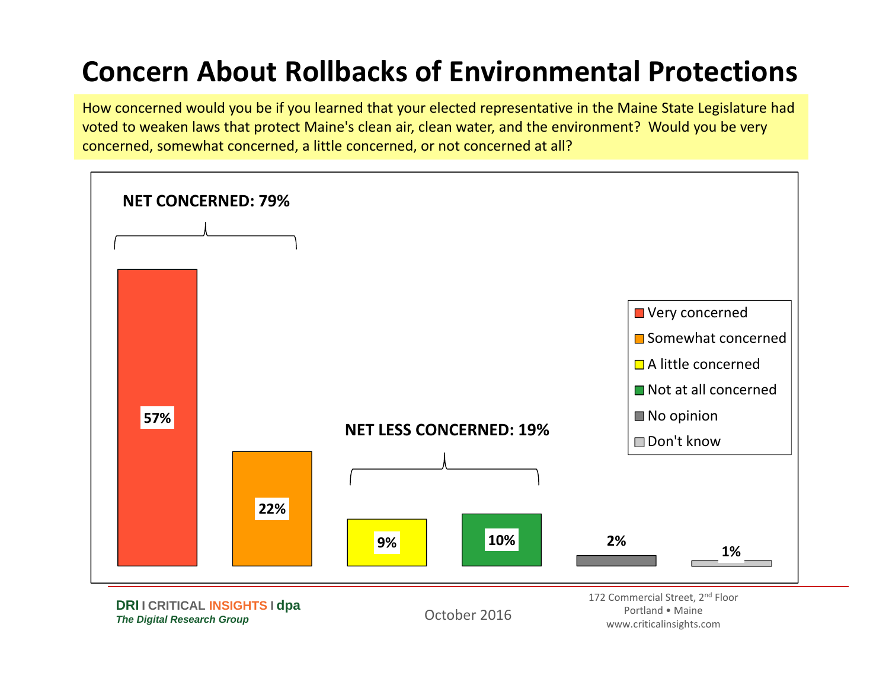# Concern About Rollbacks of Environmental Protections

How concerned would you be if you learned that your elected representative in the Maine State Legislature had voted to weaken laws that protect Maine's clean air, clean water, and the environment? Would you be very concerned, somewhat concerned, a little concerned, or not concerned at all?

**NET CONCERNED: 79%**

**NET LESS CONCERNED: 19%**

| Response | Percent |
| --- | --- |
| Very concerned | 57% |
| Somewhat concerned | 22% |
| A little concerned | 9% |
| Not at all concerned | 10% |
| No opinion | 2% |
| Don't know | 1% |

**DRI I CRITICAL INSIGHTS I dpa**
*The Digital Research Group*

October 2016

172 Commercial Street, 2nd Floor
Portland • Maine
www.criticalinsights.com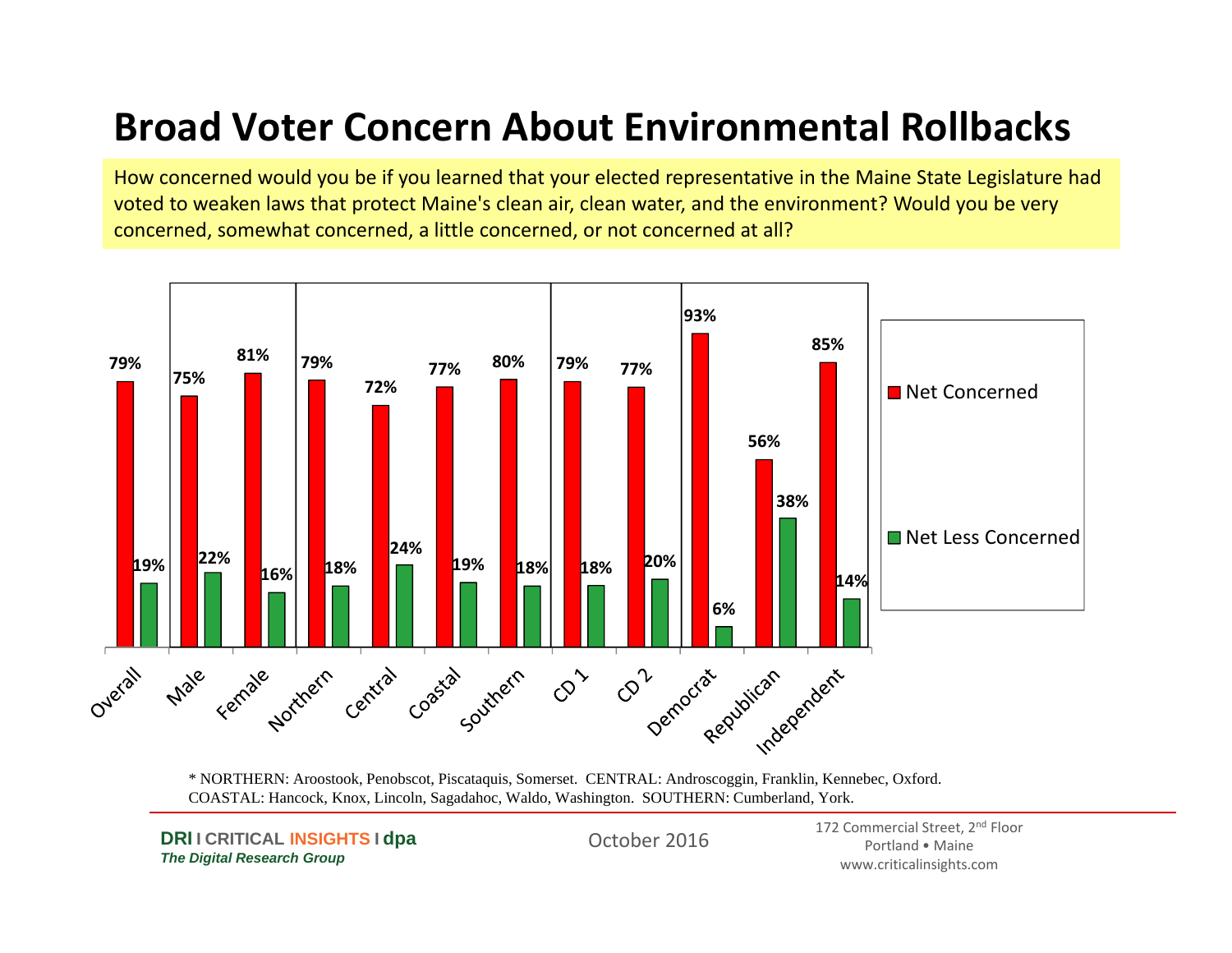# Broad Voter Concern About Environmental Rollbacks

How concerned would you be if you learned that your elected representative in the Maine State Legislature had voted to weaken laws that protect Maine's clean air, clean water, and the environment? Would you be very concerned, somewhat concerned, a little concerned, or not concerned at all?

| | Net Concerned | Net Less Concerned |
|---|---|---|
| Overall | 79% | 19% |
| Male | 75% | 22% |
| Female | 81% | 16% |
| Northern | 79% | 18% |
| Central | 72% | 24% |
| Coastal | 77% | 19% |
| Southern | 80% | 18% |
| CD 1 | 79% | 18% |
| CD 2 | 77% | 20% |
| Democrat | 93% | 6% |
| Republican | 56% | 38% |
| Independent | 85% | 14% |

* NORTHERN: Aroostook, Penobscot, Piscataquis, Somerset. CENTRAL: Androscoggin, Franklin, Kennebec, Oxford. COASTAL: Hancock, Knox, Lincoln, Sagadahoc, Waldo, Washington. SOUTHERN: Cumberland, York.

**DRI I CRITICAL INSIGHTS I dpa**
*The Digital Research Group*

October 2016

172 Commercial Street, 2nd Floor
Portland • Maine
www.criticalinsights.com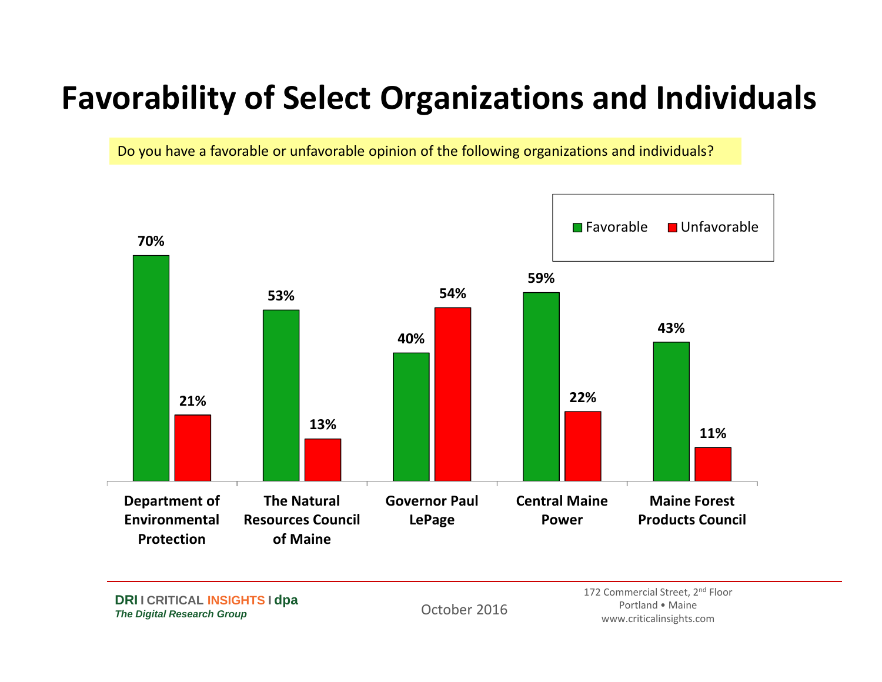# Favorability of Select Organizations and Individuals

Do you have a favorable or unfavorable opinion of the following organizations and individuals?

| | Favorable | Unfavorable |
|---|---|---|
| Department of Environmental Protection | 70% | 21% |
| The Natural Resources Council of Maine | 53% | 13% |
| Governor Paul LePage | 40% | 54% |
| Central Maine Power | 59% | 22% |
| Maine Forest Products Council | 43% | 11% |

October 2016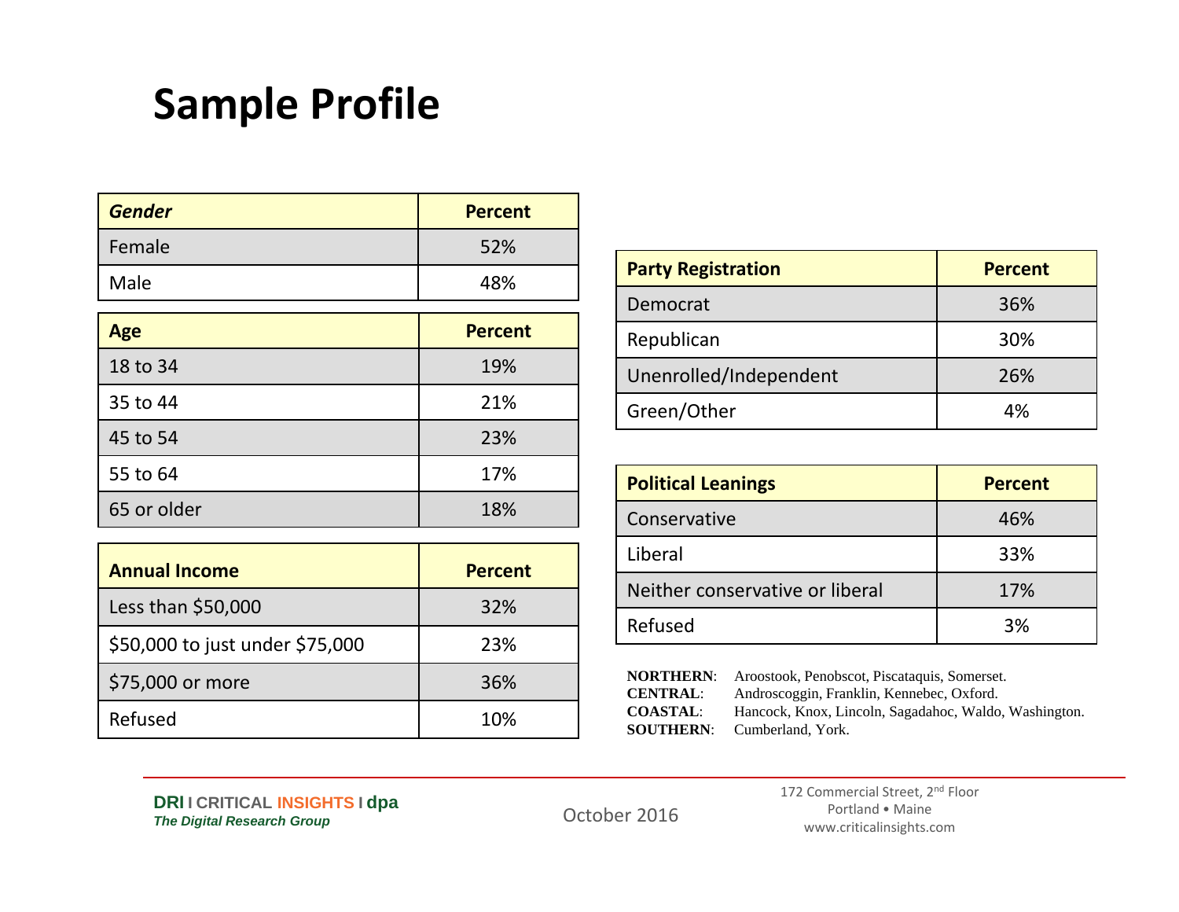# Sample Profile

| *Gender* | Percent |
|---|---|
| Female | 52% |
| Male | 48% |

| Age | Percent |
|---|---|
| 18 to 34 | 19% |
| 35 to 44 | 21% |
| 45 to 54 | 23% |
| 55 to 64 | 17% |
| 65 or older | 18% |

| Annual Income | Percent |
|---|---|
| Less than $50,000 | 32% |
| $50,000 to just under $75,000 | 23% |
| $75,000 or more | 36% |
| Refused | 10% |

| Party Registration | Percent |
|---|---|
| Democrat | 36% |
| Republican | 30% |
| Unenrolled/Independent | 26% |
| Green/Other | 4% |

| Political Leanings | Percent |
|---|---|
| Conservative | 46% |
| Liberal | 33% |
| Neither conservative or liberal | 17% |
| Refused | 3% |

**NORTHERN**: Aroostook, Penobscot, Piscataquis, Somerset.
**CENTRAL**: Androscoggin, Franklin, Kennebec, Oxford.
**COASTAL**: Hancock, Knox, Lincoln, Sagadahoc, Waldo, Washington.
**SOUTHERN**: Cumberland, York.

DRI I CRITICAL INSIGHTS I dpa
*The Digital Research Group*

October 2016

172 Commercial Street, 2nd Floor
Portland • Maine
www.criticalinsights.com